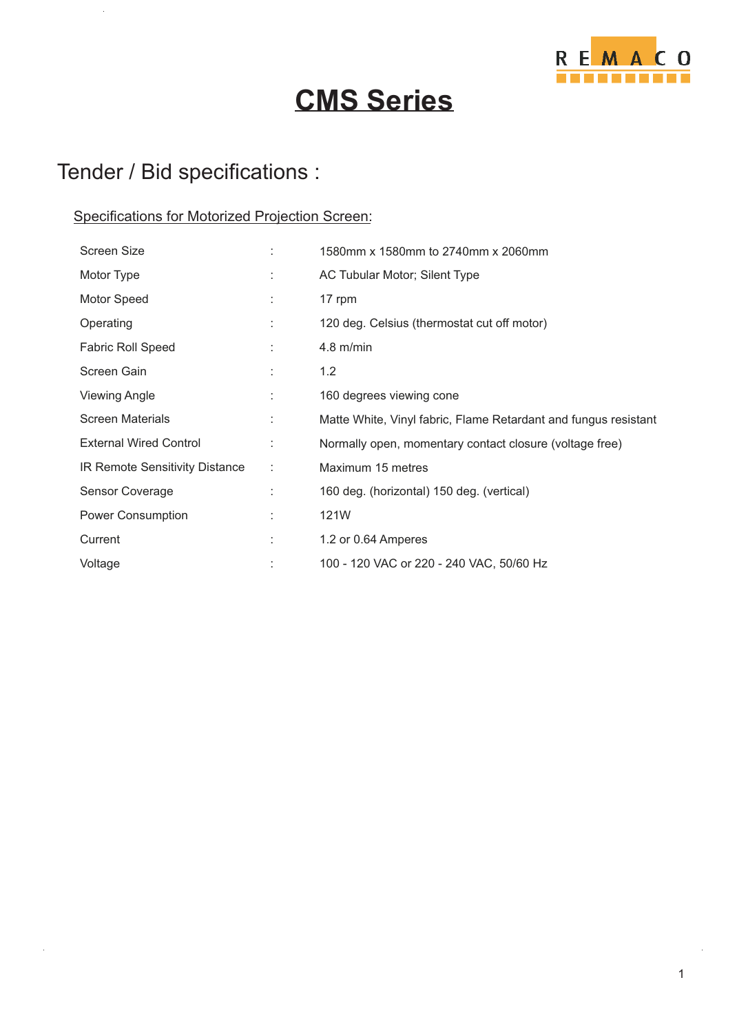# CMS Series

## Tender / Bid specifications :

### Specifications for Motorized Projection Screen:

| | | |
|---|---|---|
| Screen Size | : | 1580mm x 1580mm to 2740mm x 2060mm |
| Motor Type | : | AC Tubular Motor; Silent Type |
| Motor Speed | : | 17 rpm |
| Operating | : | 120 deg. Celsius (thermostat cut off motor) |
| Fabric Roll Speed | : | 4.8 m/min |
| Screen Gain | : | 1.2 |
| Viewing Angle | : | 160 degrees viewing cone |
| Screen Materials | : | Matte White, Vinyl fabric, Flame Retardant and fungus resistant |
| External Wired Control | : | Normally open, momentary contact closure (voltage free) |
| IR Remote Sensitivity Distance | : | Maximum 15 metres |
| Sensor Coverage | : | 160 deg. (horizontal) 150 deg. (vertical) |
| Power Consumption | : | 121W |
| Current | : | 1.2 or 0.64 Amperes |
| Voltage | : | 100 - 120 VAC or 220 - 240 VAC, 50/60 Hz |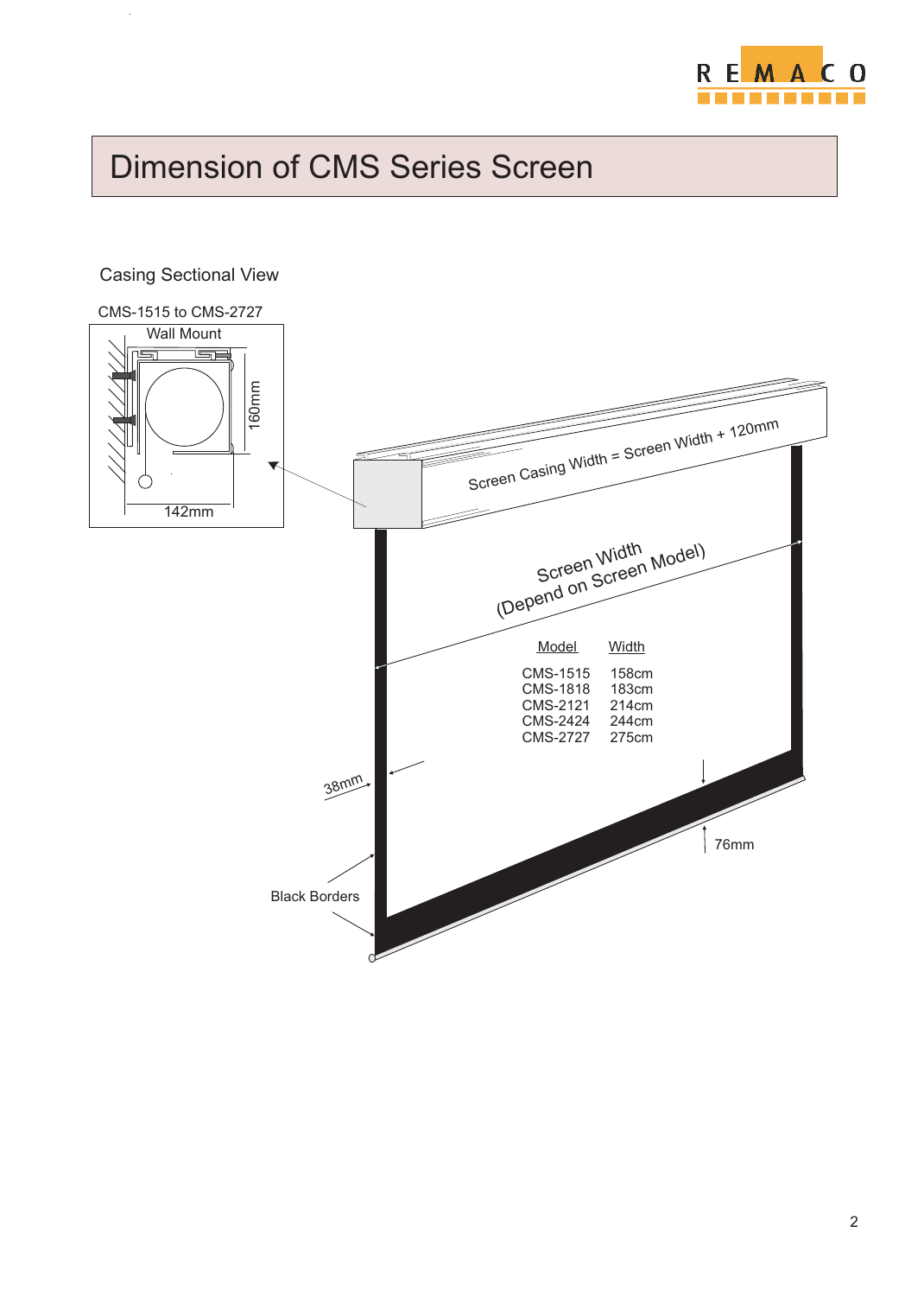# Dimension of CMS Series Screen

Casing Sectional View

CMS-1515 to CMS-2727

Wall Mount

160mm

142mm

Screen Casing Width = Screen Width + 120mm

Screen Width
(Depend on Screen Model)

| Model | Width |
|---|---|
| CMS-1515 | 158cm |
| CMS-1818 | 183cm |
| CMS-2121 | 214cm |
| CMS-2424 | 244cm |
| CMS-2727 | 275cm |

38mm

76mm

Black Borders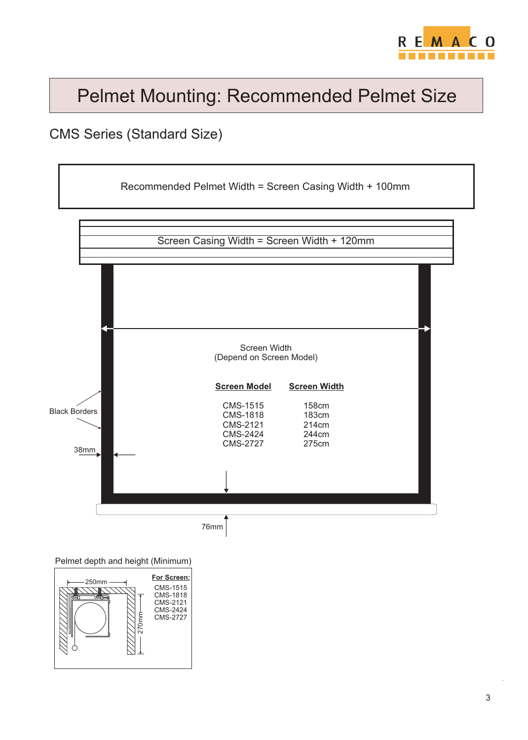# Pelmet Mounting: Recommended Pelmet Size

## CMS Series (Standard Size)

Recommended Pelmet Width = Screen Casing Width + 100mm

Screen Casing Width = Screen Width + 120mm

Screen Width
(Depend on Screen Model)

| Screen Model | Screen Width |
|---|---|
| CMS-1515 | 158cm |
| CMS-1818 | 183cm |
| CMS-2121 | 214cm |
| CMS-2424 | 244cm |
| CMS-2727 | 275cm |

Black Borders

38mm

76mm

Pelmet depth and height (Minimum)

250mm

270mm

**For Screen:**

CMS-1515
CMS-1818
CMS-2121
CMS-2424
CMS-2727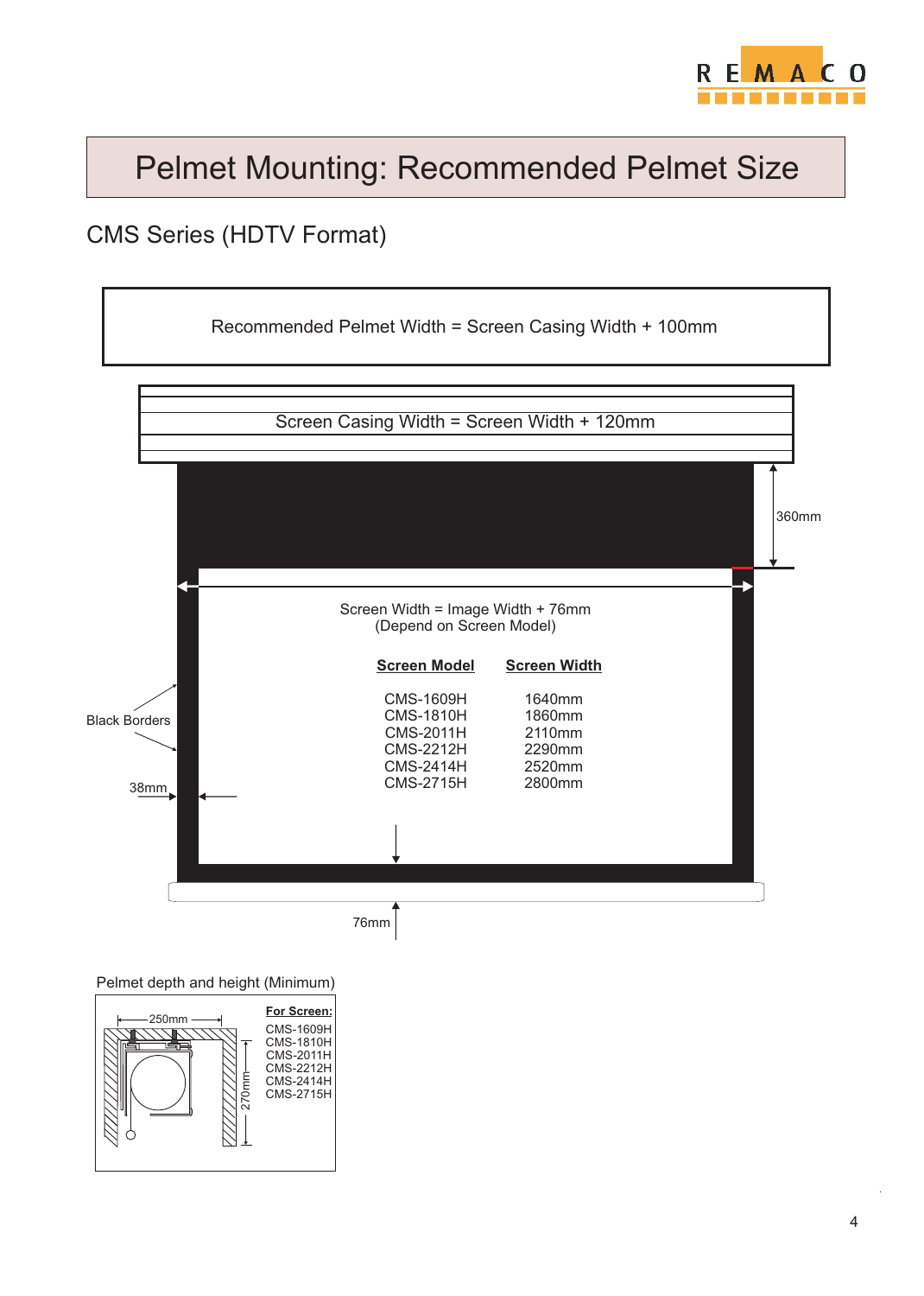# Pelmet Mounting: Recommended Pelmet Size

## CMS Series (HDTV Format)

Recommended Pelmet Width = Screen Casing Width + 100mm

Screen Casing Width = Screen Width + 120mm

360mm

Screen Width = Image Width + 76mm
(Depend on Screen Model)

| Screen Model | Screen Width |
|---|---|
| CMS-1609H | 1640mm |
| CMS-1810H | 1860mm |
| CMS-2011H | 2110mm |
| CMS-2212H | 2290mm |
| CMS-2414H | 2520mm |
| CMS-2715H | 2800mm |

Black Borders

38mm

76mm

Pelmet depth and height (Minimum)

250mm

270mm

**For Screen:**

CMS-1609H
CMS-1810H
CMS-2011H
CMS-2212H
CMS-2414H
CMS-2715H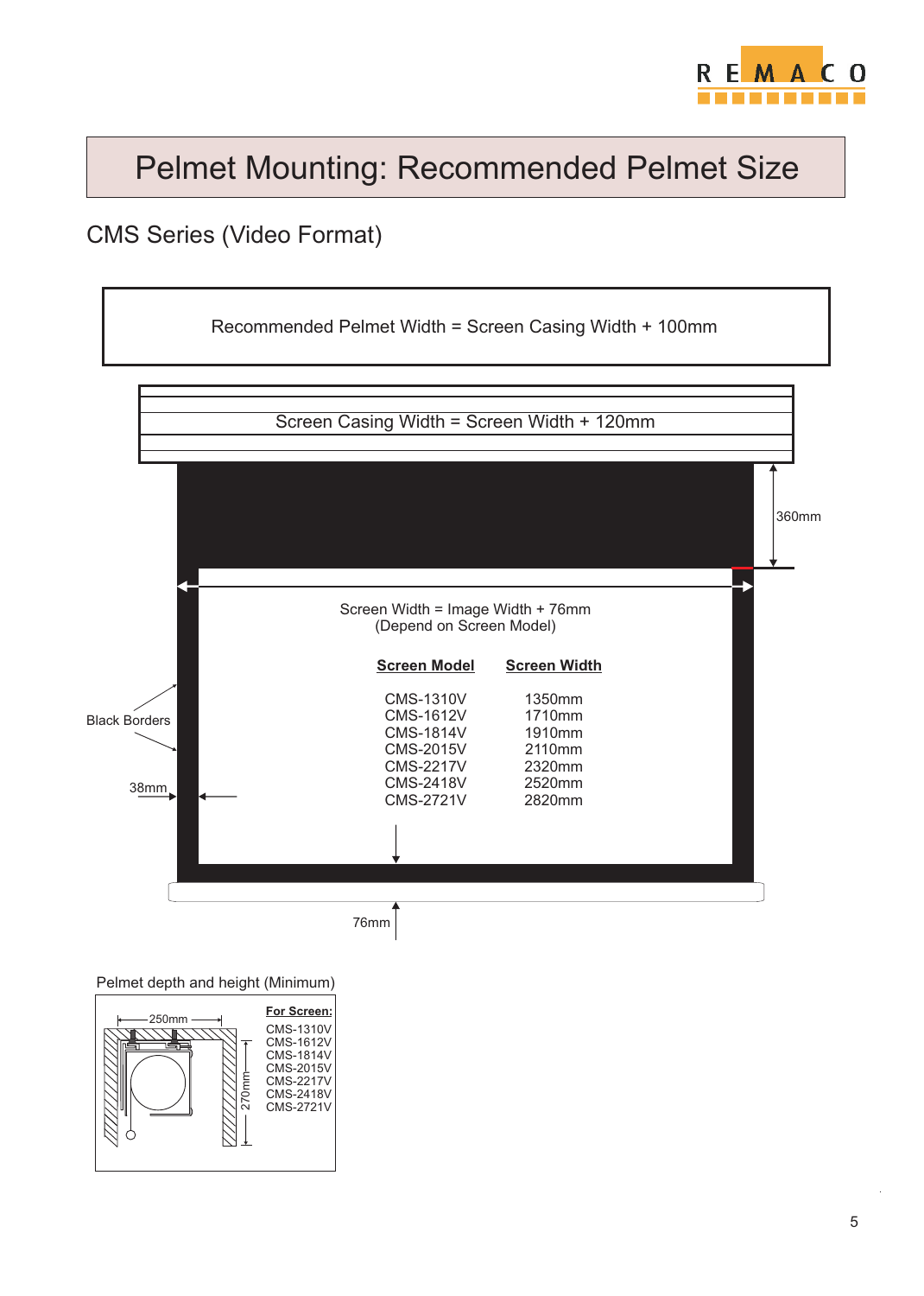REMACO

# Pelmet Mounting: Recommended Pelmet Size

## CMS Series (Video Format)

Recommended Pelmet Width = Screen Casing Width + 100mm

Screen Casing Width = Screen Width + 120mm

360mm

Screen Width = Image Width + 76mm
(Depend on Screen Model)

| Screen Model | Screen Width |
|---|---|
| CMS-1310V | 1350mm |
| CMS-1612V | 1710mm |
| CMS-1814V | 1910mm |
| CMS-2015V | 2110mm |
| CMS-2217V | 2320mm |
| CMS-2418V | 2520mm |
| CMS-2721V | 2820mm |

Black Borders

38mm

76mm

Pelmet depth and height (Minimum)

250mm

270mm

**For Screen:**
CMS-1310V
CMS-1612V
CMS-1814V
CMS-2015V
CMS-2217V
CMS-2418V
CMS-2721V